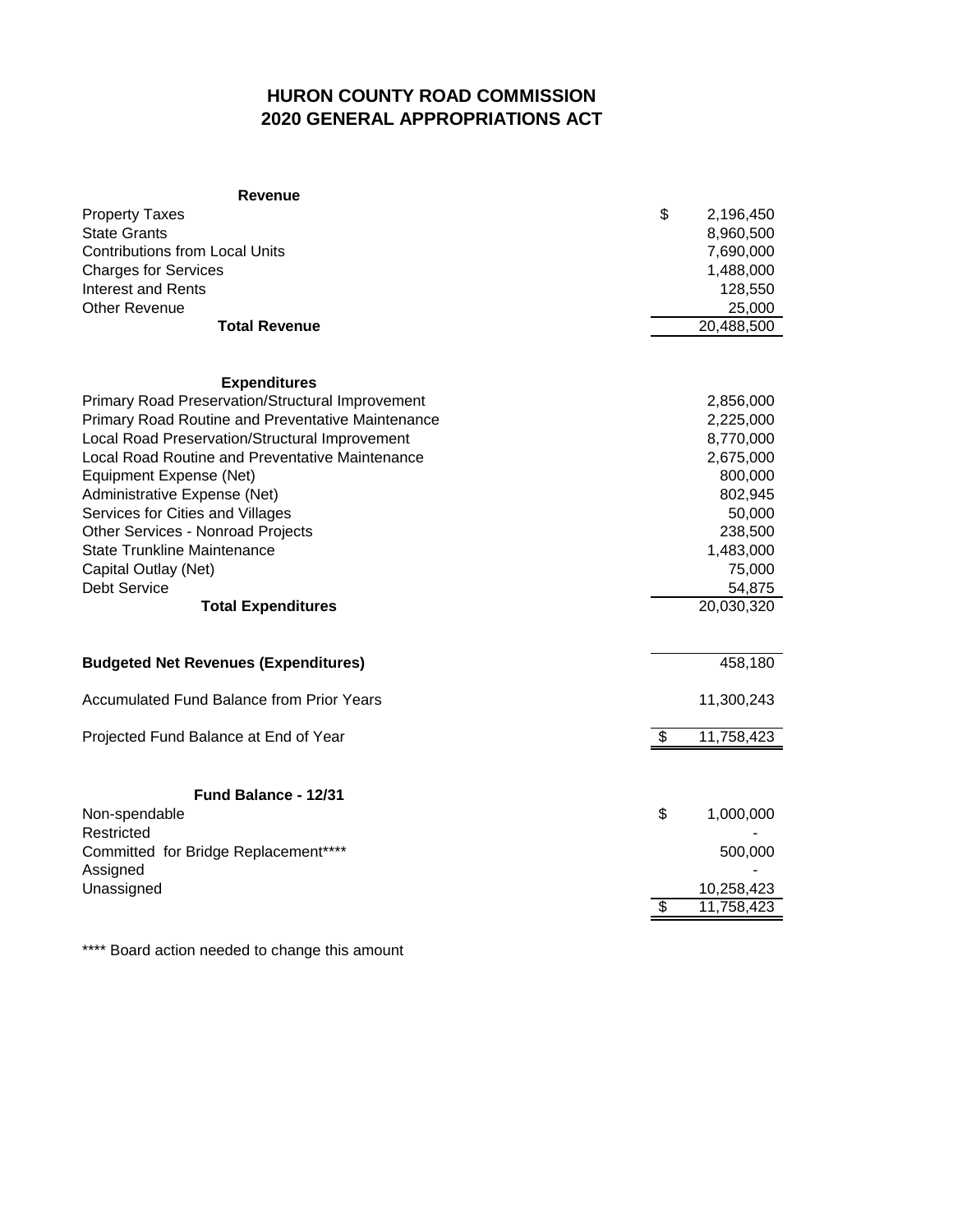# HURON COUNTY ROAD COMMISSION
# 2020 GENERAL APPROPRIATIONS ACT

| **Revenue** | |
|---|---|
| Property Taxes | $ 2,196,450 |
| State Grants | 8,960,500 |
| Contributions from Local Units | 7,690,000 |
| Charges for Services | 1,488,000 |
| Interest and Rents | 128,550 |
| Other Revenue | 25,000 |
| **Total Revenue** | 20,488,500 |

| **Expenditures** | |
|---|---|
| Primary Road Preservation/Structural Improvement | 2,856,000 |
| Primary Road Routine and Preventative Maintenance | 2,225,000 |
| Local Road Preservation/Structural Improvement | 8,770,000 |
| Local Road Routine and Preventative Maintenance | 2,675,000 |
| Equipment Expense (Net) | 800,000 |
| Administrative Expense (Net) | 802,945 |
| Services for Cities and Villages | 50,000 |
| Other Services - Nonroad Projects | 238,500 |
| State Trunkline Maintenance | 1,483,000 |
| Capital Outlay (Net) | 75,000 |
| Debt Service | 54,875 |
| **Total Expenditures** | 20,030,320 |

| | |
|---|---|
| **Budgeted Net Revenues (Expenditures)** | 458,180 |
| Accumulated Fund Balance from Prior Years | 11,300,243 |
| Projected Fund Balance at End of Year | $ 11,758,423 |

| **Fund Balance - 12/31** | |
|---|---|
| Non-spendable | $ 1,000,000 |
| Restricted | - |
| Committed for Bridge Replacement**** | 500,000 |
| Assigned | - |
| Unassigned | 10,258,423 |
| | $ 11,758,423 |

**** Board action needed to change this amount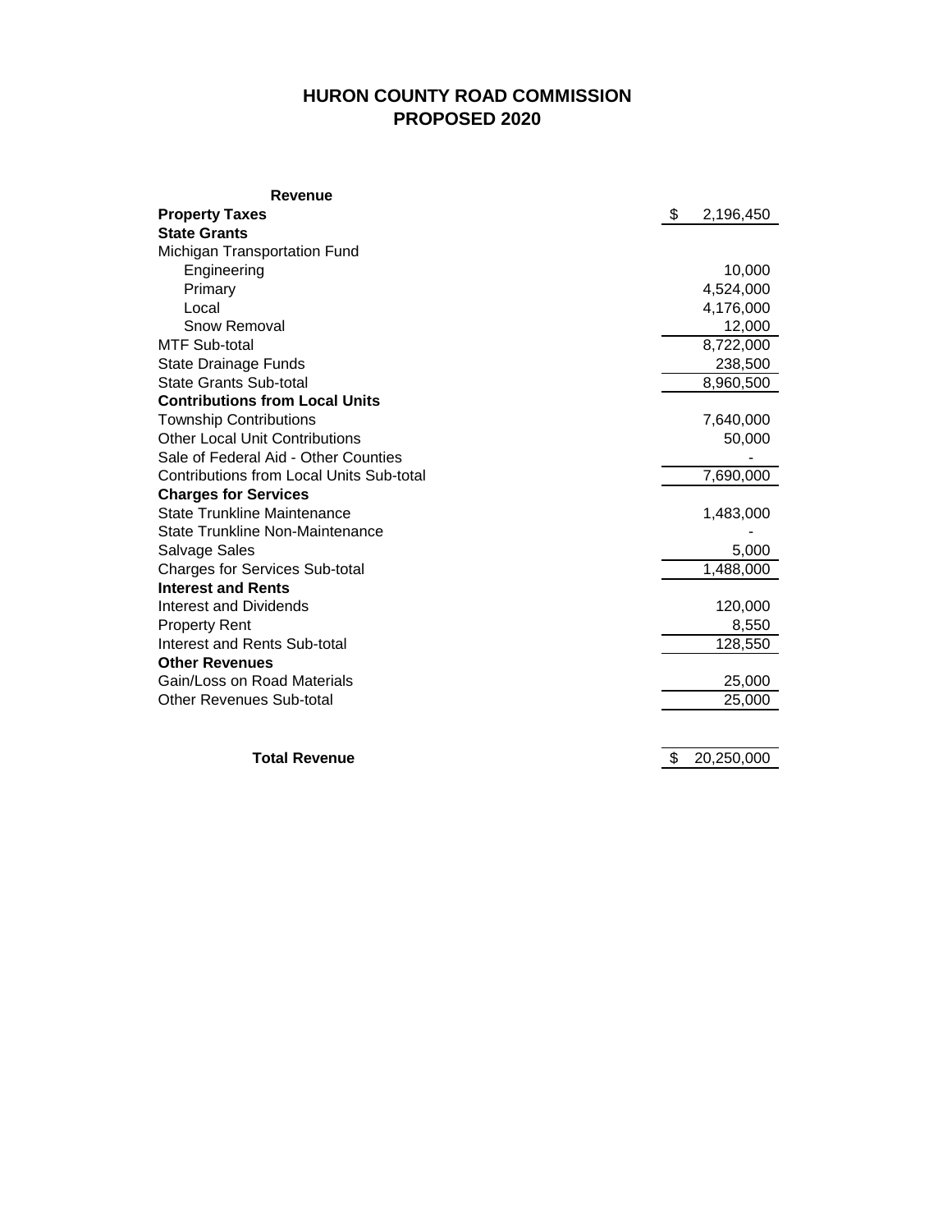# HURON COUNTY ROAD COMMISSION
## PROPOSED 2020

| Revenue | |
|---|---|
| **Property Taxes** | $ 2,196,450 |
| **State Grants** | |
| Michigan Transportation Fund | |
| Engineering | 10,000 |
| Primary | 4,524,000 |
| Local | 4,176,000 |
| Snow Removal | 12,000 |
| MTF Sub-total | 8,722,000 |
| State Drainage Funds | 238,500 |
| State Grants Sub-total | 8,960,500 |
| **Contributions from Local Units** | |
| Township Contributions | 7,640,000 |
| Other Local Unit Contributions | 50,000 |
| Sale of Federal Aid - Other Counties | - |
| Contributions from Local Units Sub-total | 7,690,000 |
| **Charges for Services** | |
| State Trunkline Maintenance | 1,483,000 |
| State Trunkline Non-Maintenance | - |
| Salvage Sales | 5,000 |
| Charges for Services Sub-total | 1,488,000 |
| **Interest and Rents** | |
| Interest and Dividends | 120,000 |
| Property Rent | 8,550 |
| Interest and Rents Sub-total | 128,550 |
| **Other Revenues** | |
| Gain/Loss on Road Materials | 25,000 |
| Other Revenues Sub-total | 25,000 |
| | |
| **Total Revenue** | $ 20,250,000 |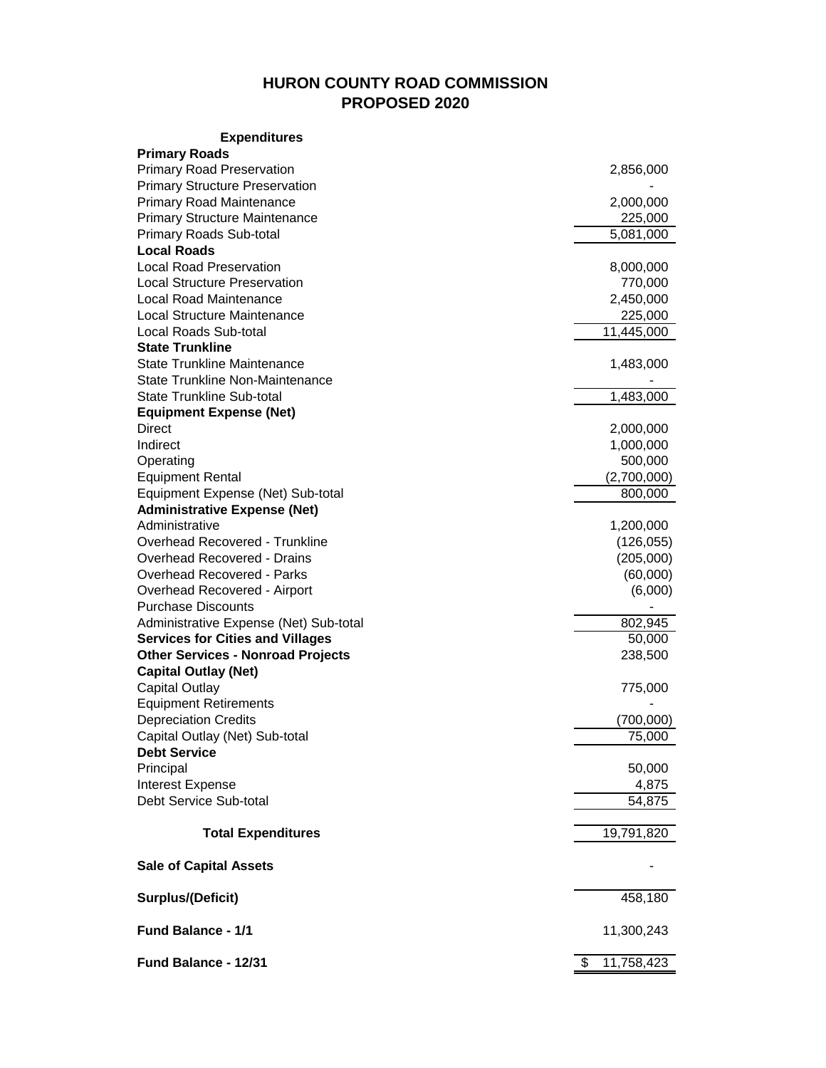# HURON COUNTY ROAD COMMISSION
## PROPOSED 2020

| | |
|---|---|
| **Expenditures** | |
| **Primary Roads** | |
| Primary Road Preservation | 2,856,000 |
| Primary Structure Preservation | - |
| Primary Road Maintenance | 2,000,000 |
| Primary Structure Maintenance | 225,000 |
| Primary Roads Sub-total | 5,081,000 |
| **Local Roads** | |
| Local Road Preservation | 8,000,000 |
| Local Structure Preservation | 770,000 |
| Local Road Maintenance | 2,450,000 |
| Local Structure Maintenance | 225,000 |
| Local Roads Sub-total | 11,445,000 |
| **State Trunkline** | |
| State Trunkline Maintenance | 1,483,000 |
| State Trunkline Non-Maintenance | - |
| State Trunkline Sub-total | 1,483,000 |
| **Equipment Expense (Net)** | |
| Direct | 2,000,000 |
| Indirect | 1,000,000 |
| Operating | 500,000 |
| Equipment Rental | (2,700,000) |
| Equipment Expense (Net) Sub-total | 800,000 |
| **Administrative Expense (Net)** | |
| Administrative | 1,200,000 |
| Overhead Recovered - Trunkline | (126,055) |
| Overhead Recovered - Drains | (205,000) |
| Overhead Recovered - Parks | (60,000) |
| Overhead Recovered - Airport | (6,000) |
| Purchase Discounts | - |
| Administrative Expense (Net) Sub-total | 802,945 |
| **Services for Cities and Villages** | 50,000 |
| **Other Services - Nonroad Projects** | 238,500 |
| **Capital Outlay (Net)** | |
| Capital Outlay | 775,000 |
| Equipment Retirements | - |
| Depreciation Credits | (700,000) |
| Capital Outlay (Net) Sub-total | 75,000 |
| **Debt Service** | |
| Principal | 50,000 |
| Interest Expense | 4,875 |
| Debt Service Sub-total | 54,875 |
| **Total Expenditures** | 19,791,820 |
| **Sale of Capital Assets** | - |
| **Surplus/(Deficit)** | 458,180 |
| **Fund Balance - 1/1** | 11,300,243 |
| **Fund Balance - 12/31** | $ 11,758,423 |